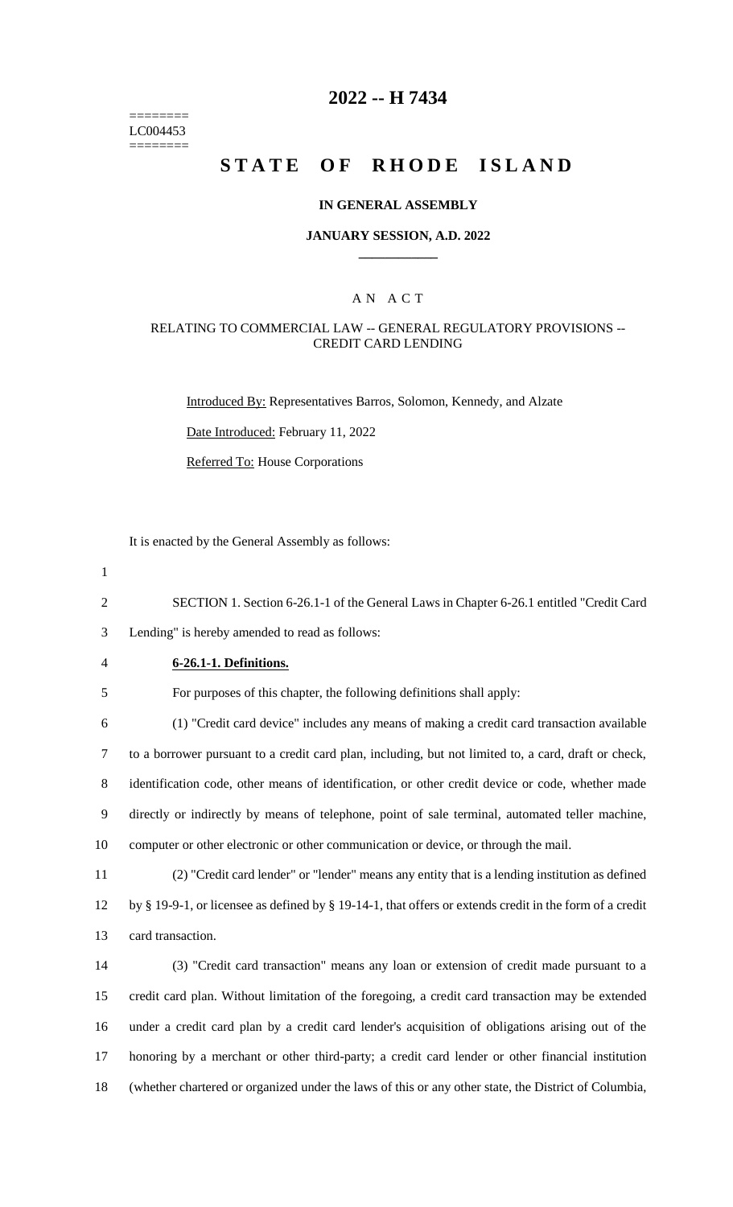========
LC004453
========

# 2022 -- H 7434

# STATE OF RHODE ISLAND

### IN GENERAL ASSEMBLY

### JANUARY SESSION, A.D. 2022

## A N A C T

### RELATING TO COMMERCIAL LAW -- GENERAL REGULATORY PROVISIONS -- CREDIT CARD LENDING

Introduced By: Representatives Barros, Solomon, Kennedy, and Alzate

Date Introduced: February 11, 2022

Referred To: House Corporations

It is enacted by the General Assembly as follows:

SECTION 1. Section 6-26.1-1 of the General Laws in Chapter 6-26.1 entitled "Credit Card Lending" is hereby amended to read as follows:

**6-26.1-1. Definitions.**

For purposes of this chapter, the following definitions shall apply:

(1) "Credit card device" includes any means of making a credit card transaction available to a borrower pursuant to a credit card plan, including, but not limited to, a card, draft or check, identification code, other means of identification, or other credit device or code, whether made directly or indirectly by means of telephone, point of sale terminal, automated teller machine, computer or other electronic or other communication or device, or through the mail.

(2) "Credit card lender" or "lender" means any entity that is a lending institution as defined by § 19-9-1, or licensee as defined by § 19-14-1, that offers or extends credit in the form of a credit card transaction.

(3) "Credit card transaction" means any loan or extension of credit made pursuant to a credit card plan. Without limitation of the foregoing, a credit card transaction may be extended under a credit card plan by a credit card lender's acquisition of obligations arising out of the honoring by a merchant or other third-party; a credit card lender or other financial institution (whether chartered or organized under the laws of this or any other state, the District of Columbia,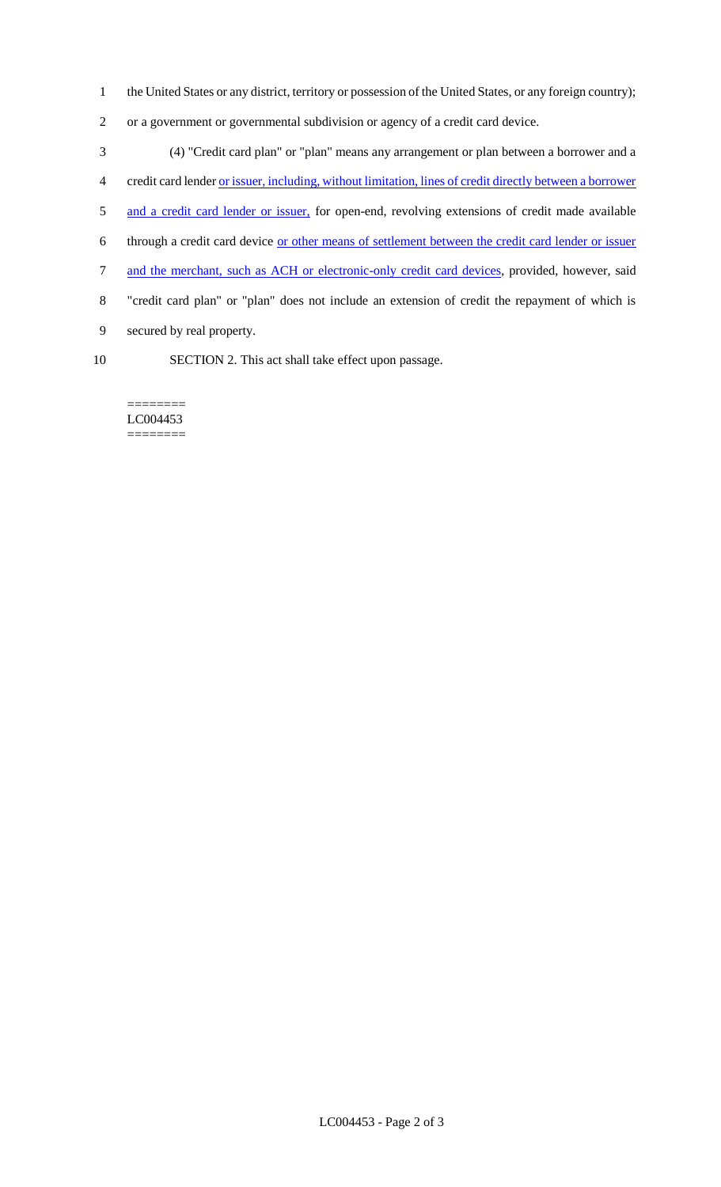the United States or any district, territory or possession of the United States, or any foreign country); or a government or governmental subdivision or agency of a credit card device.

(4) "Credit card plan" or "plan" means any arrangement or plan between a borrower and a credit card lender or issuer, including, without limitation, lines of credit directly between a borrower and a credit card lender or issuer, for open-end, revolving extensions of credit made available through a credit card device or other means of settlement between the credit card lender or issuer and the merchant, such as ACH or electronic-only credit card devices, provided, however, said "credit card plan" or "plan" does not include an extension of credit the repayment of which is secured by real property.

SECTION 2. This act shall take effect upon passage.

========
LC004453
========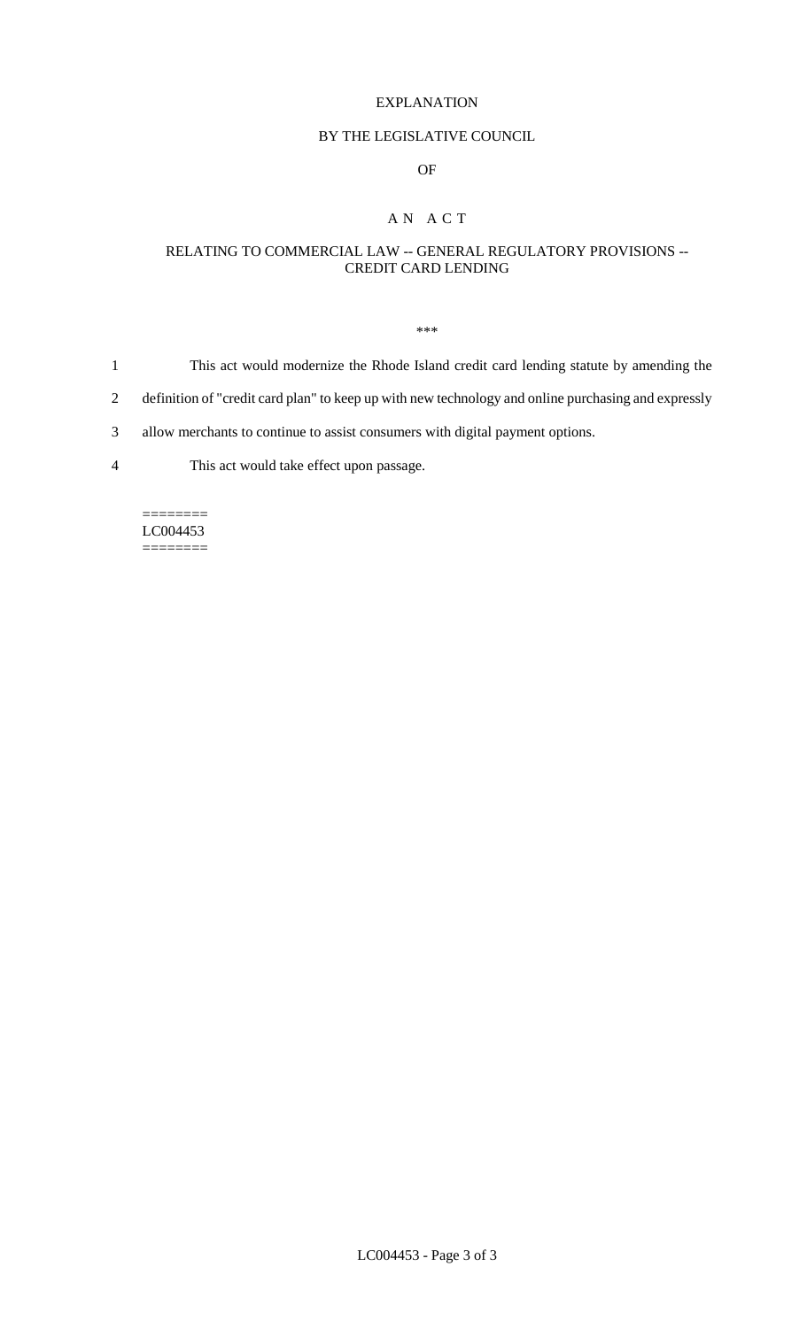EXPLANATION

BY THE LEGISLATIVE COUNCIL

OF

# A N A C T

RELATING TO COMMERCIAL LAW -- GENERAL REGULATORY PROVISIONS -- CREDIT CARD LENDING

\*\*\*

1 This act would modernize the Rhode Island credit card lending statute by amending the
2 definition of "credit card plan" to keep up with new technology and online purchasing and expressly
3 allow merchants to continue to assist consumers with digital payment options.
4 This act would take effect upon passage.

========
LC004453
========